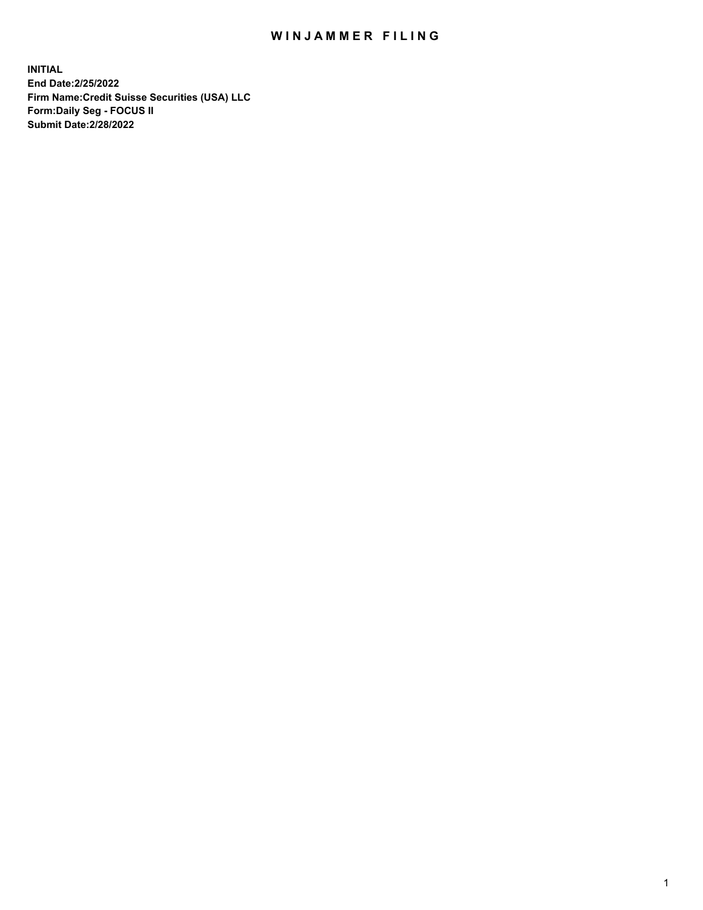# WINJAMMER FILING

**INITIAL**
**End Date:2/25/2022**
**Firm Name:Credit Suisse Securities (USA) LLC**
**Form:Daily Seg - FOCUS II**
**Submit Date:2/28/2022**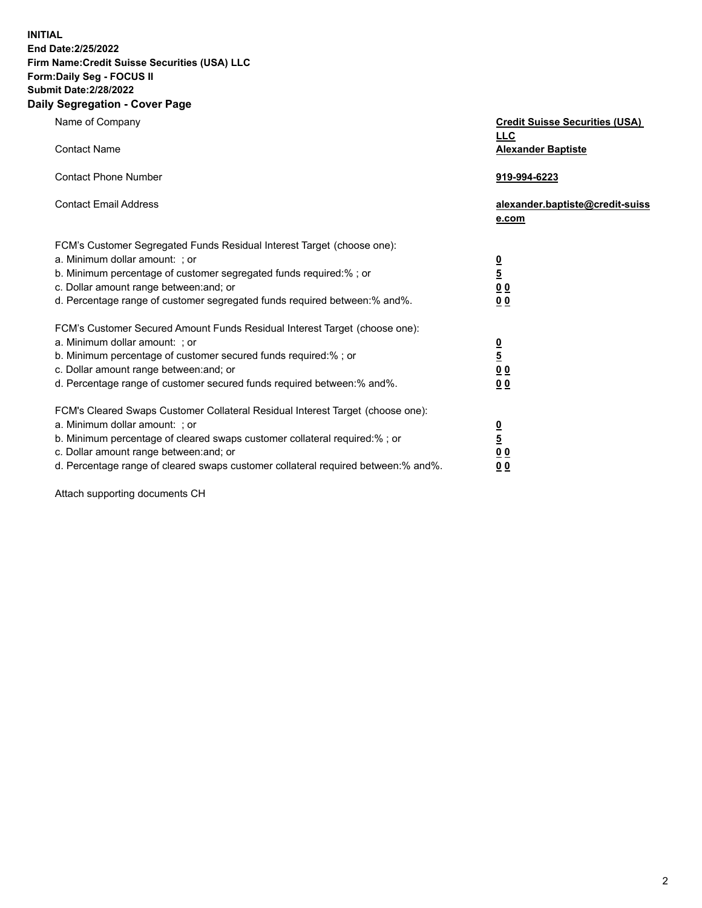**INITIAL**
**End Date:2/25/2022**
**Firm Name:Credit Suisse Securities (USA) LLC**
**Form:Daily Seg - FOCUS II**
**Submit Date:2/28/2022**

## Daily Segregation - Cover Page

| | |
|---|---|
| Name of Company | **Credit Suisse Securities (USA) LLC** |
| Contact Name | **Alexander Baptiste** |
| Contact Phone Number | **919-994-6223** |
| Contact Email Address | **alexander.baptiste@credit-suisse.com** |

FCM's Customer Segregated Funds Residual Interest Target (choose one):

| | |
|---|---|
| a. Minimum dollar amount: ; or | **0** |
| b. Minimum percentage of customer segregated funds required:% ; or | **5** |
| c. Dollar amount range between:and; or | **0 0** |
| d. Percentage range of customer segregated funds required between:% and%. | **0 0** |

FCM's Customer Secured Amount Funds Residual Interest Target (choose one):

| | |
|---|---|
| a. Minimum dollar amount: ; or | **0** |
| b. Minimum percentage of customer secured funds required:% ; or | **5** |
| c. Dollar amount range between:and; or | **0 0** |
| d. Percentage range of customer secured funds required between:% and%. | **0 0** |

FCM's Cleared Swaps Customer Collateral Residual Interest Target (choose one):

| | |
|---|---|
| a. Minimum dollar amount: ; or | **0** |
| b. Minimum percentage of cleared swaps customer collateral required:% ; or | **5** |
| c. Dollar amount range between:and; or | **0 0** |
| d. Percentage range of cleared swaps customer collateral required between:% and%. | **0 0** |

Attach supporting documents CH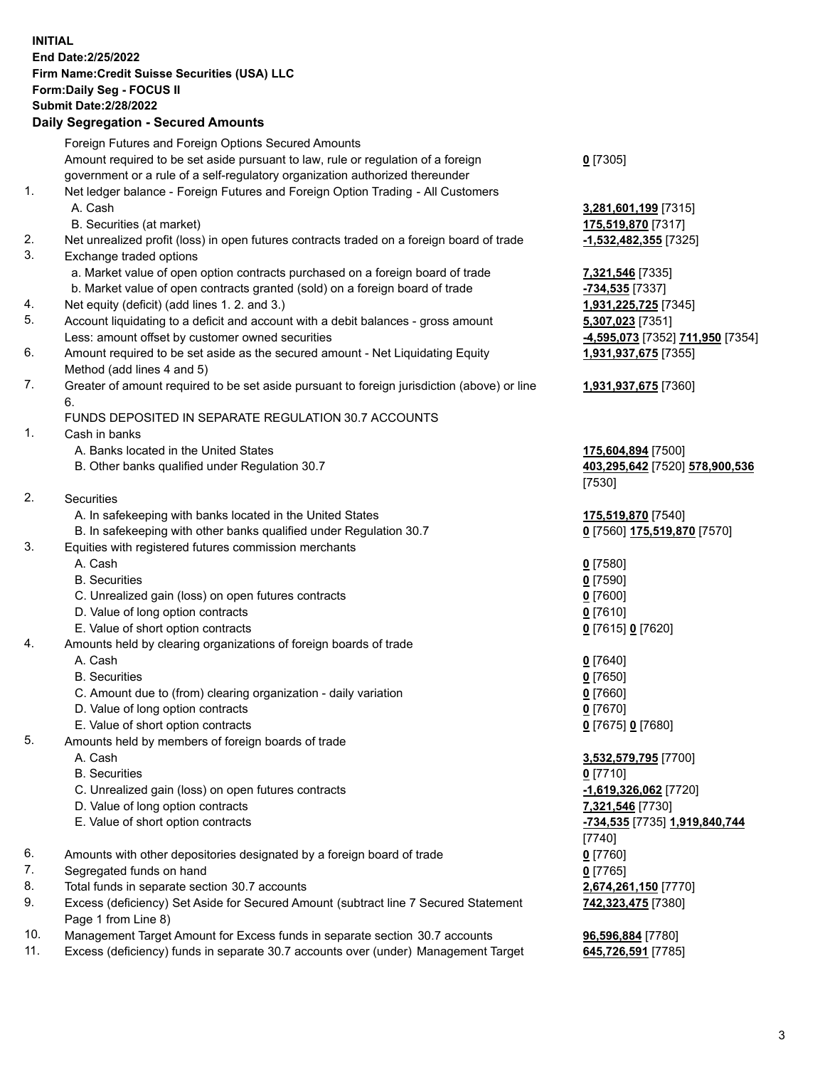**INITIAL**
**End Date:2/25/2022**
**Firm Name:Credit Suisse Securities (USA) LLC**
**Form:Daily Seg - FOCUS II**
**Submit Date:2/28/2022**

## Daily Segregation - Secured Amounts

| | | |
|---|---|---|
| | Foreign Futures and Foreign Options Secured Amounts | |
| | Amount required to be set aside pursuant to law, rule or regulation of a foreign government or a rule of a self-regulatory organization authorized thereunder | **0** [7305] |
| 1. | Net ledger balance - Foreign Futures and Foreign Option Trading - All Customers | |
| | A. Cash | **3,281,601,199** [7315] |
| | B. Securities (at market) | **175,519,870** [7317] |
| 2. | Net unrealized profit (loss) in open futures contracts traded on a foreign board of trade | **-1,532,482,355** [7325] |
| 3. | Exchange traded options | |
| | a. Market value of open option contracts purchased on a foreign board of trade | **7,321,546** [7335] |
| | b. Market value of open contracts granted (sold) on a foreign board of trade | **-734,535** [7337] |
| 4. | Net equity (deficit) (add lines 1. 2. and 3.) | **1,931,225,725** [7345] |
| 5. | Account liquidating to a deficit and account with a debit balances - gross amount | **5,307,023** [7351] |
| | Less: amount offset by customer owned securities | **-4,595,073** [7352] **711,950** [7354] |
| 6. | Amount required to be set aside as the secured amount - Net Liquidating Equity Method (add lines 4 and 5) | **1,931,937,675** [7355] |
| 7. | Greater of amount required to be set aside pursuant to foreign jurisdiction (above) or line 6. | **1,931,937,675** [7360] |
| | FUNDS DEPOSITED IN SEPARATE REGULATION 30.7 ACCOUNTS | |
| 1. | Cash in banks | |
| | A. Banks located in the United States | **175,604,894** [7500] |
| | B. Other banks qualified under Regulation 30.7 | **403,295,642** [7520] **578,900,536** [7530] |
| 2. | Securities | |
| | A. In safekeeping with banks located in the United States | **175,519,870** [7540] |
| | B. In safekeeping with other banks qualified under Regulation 30.7 | **0** [7560] **175,519,870** [7570] |
| 3. | Equities with registered futures commission merchants | |
| | A. Cash | **0** [7580] |
| | B. Securities | **0** [7590] |
| | C. Unrealized gain (loss) on open futures contracts | **0** [7600] |
| | D. Value of long option contracts | **0** [7610] |
| | E. Value of short option contracts | **0** [7615] **0** [7620] |
| 4. | Amounts held by clearing organizations of foreign boards of trade | |
| | A. Cash | **0** [7640] |
| | B. Securities | **0** [7650] |
| | C. Amount due to (from) clearing organization - daily variation | **0** [7660] |
| | D. Value of long option contracts | **0** [7670] |
| | E. Value of short option contracts | **0** [7675] **0** [7680] |
| 5. | Amounts held by members of foreign boards of trade | |
| | A. Cash | **3,532,579,795** [7700] |
| | B. Securities | **0** [7710] |
| | C. Unrealized gain (loss) on open futures contracts | **-1,619,326,062** [7720] |
| | D. Value of long option contracts | **7,321,546** [7730] |
| | E. Value of short option contracts | **-734,535** [7735] **1,919,840,744** [7740] |
| 6. | Amounts with other depositories designated by a foreign board of trade | **0** [7760] |
| 7. | Segregated funds on hand | **0** [7765] |
| 8. | Total funds in separate section 30.7 accounts | **2,674,261,150** [7770] |
| 9. | Excess (deficiency) Set Aside for Secured Amount (subtract line 7 Secured Statement Page 1 from Line 8) | **742,323,475** [7380] |
| 10. | Management Target Amount for Excess funds in separate section 30.7 accounts | **96,596,884** [7780] |
| 11. | Excess (deficiency) funds in separate 30.7 accounts over (under) Management Target | **645,726,591** [7785] |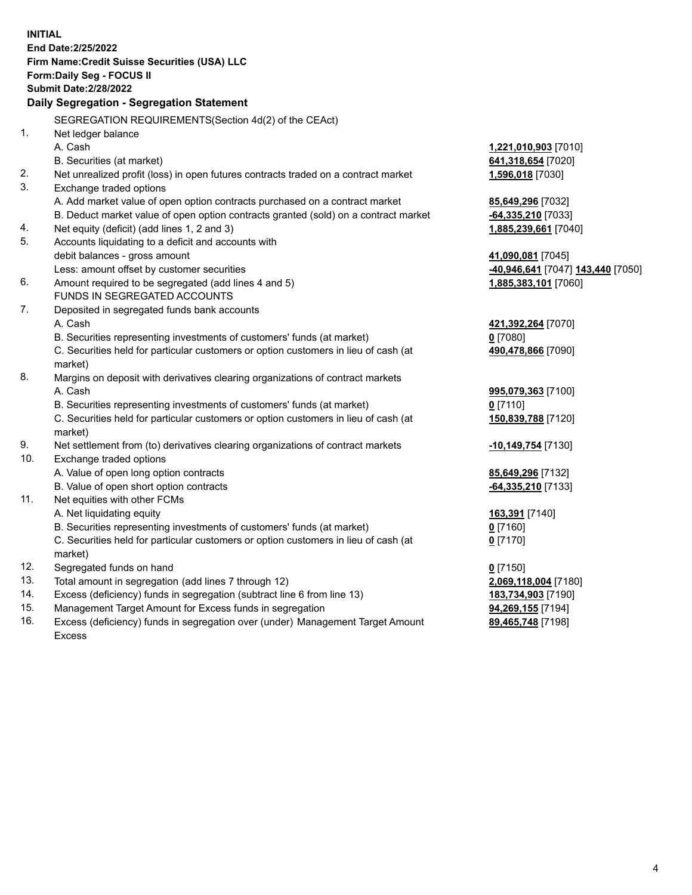**INITIAL**
**End Date:2/25/2022**
**Firm Name:Credit Suisse Securities (USA) LLC**
**Form:Daily Seg - FOCUS II**
**Submit Date:2/28/2022**

**Daily Segregation - Segregation Statement**

SEGREGATION REQUIREMENTS(Section 4d(2) of the CEAct)

| | | |
|---|---|---|
| 1. | Net ledger balance | |
| | A. Cash | **1,221,010,903** [7010] |
| | B. Securities (at market) | **641,318,654** [7020] |
| 2. | Net unrealized profit (loss) in open futures contracts traded on a contract market | **1,596,018** [7030] |
| 3. | Exchange traded options | |
| | A. Add market value of open option contracts purchased on a contract market | **85,649,296** [7032] |
| | B. Deduct market value of open option contracts granted (sold) on a contract market | **-64,335,210** [7033] |
| 4. | Net equity (deficit) (add lines 1, 2 and 3) | **1,885,239,661** [7040] |
| 5. | Accounts liquidating to a deficit and accounts with debit balances - gross amount | **41,090,081** [7045] |
| | Less: amount offset by customer securities | **-40,946,641** [7047] **143,440** [7050] |
| 6. | Amount required to be segregated (add lines 4 and 5) | **1,885,383,101** [7060] |
| | FUNDS IN SEGREGATED ACCOUNTS | |
| 7. | Deposited in segregated funds bank accounts | |
| | A. Cash | **421,392,264** [7070] |
| | B. Securities representing investments of customers' funds (at market) | **0** [7080] |
| | C. Securities held for particular customers or option customers in lieu of cash (at market) | **490,478,866** [7090] |
| 8. | Margins on deposit with derivatives clearing organizations of contract markets | |
| | A. Cash | **995,079,363** [7100] |
| | B. Securities representing investments of customers' funds (at market) | **0** [7110] |
| | C. Securities held for particular customers or option customers in lieu of cash (at market) | **150,839,788** [7120] |
| 9. | Net settlement from (to) derivatives clearing organizations of contract markets | **-10,149,754** [7130] |
| 10. | Exchange traded options | |
| | A. Value of open long option contracts | **85,649,296** [7132] |
| | B. Value of open short option contracts | **-64,335,210** [7133] |
| 11. | Net equities with other FCMs | |
| | A. Net liquidating equity | **163,391** [7140] |
| | B. Securities representing investments of customers' funds (at market) | **0** [7160] |
| | C. Securities held for particular customers or option customers in lieu of cash (at market) | **0** [7170] |
| 12. | Segregated funds on hand | **0** [7150] |
| 13. | Total amount in segregation (add lines 7 through 12) | **2,069,118,004** [7180] |
| 14. | Excess (deficiency) funds in segregation (subtract line 6 from line 13) | **183,734,903** [7190] |
| 15. | Management Target Amount for Excess funds in segregation | **94,269,155** [7194] |
| 16. | Excess (deficiency) funds in segregation over (under) Management Target Amount Excess | **89,465,748** [7198] |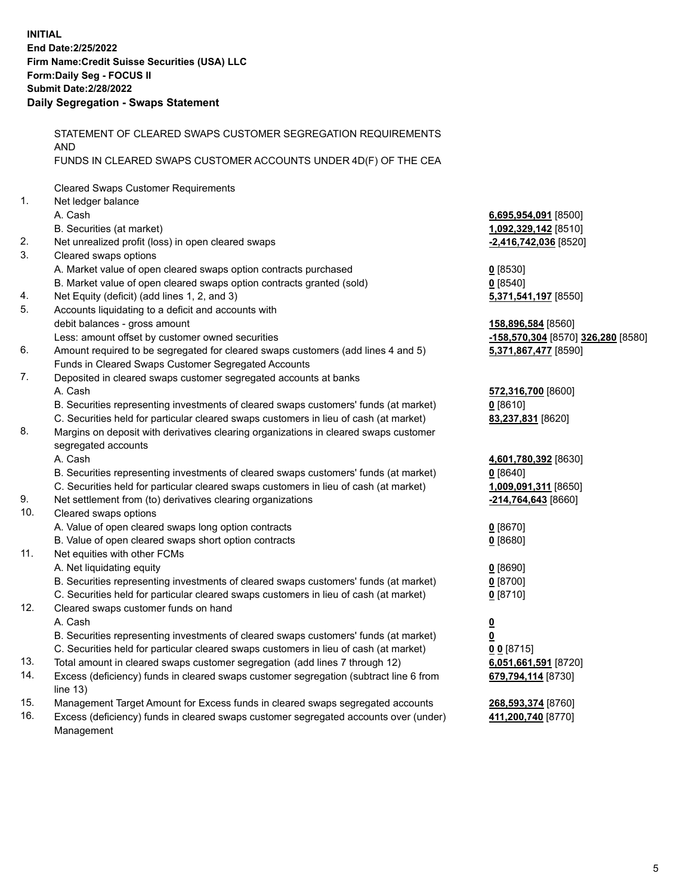**INITIAL**
**End Date:2/25/2022**
**Firm Name:Credit Suisse Securities (USA) LLC**
**Form:Daily Seg - FOCUS II**
**Submit Date:2/28/2022**
**Daily Segregation - Swaps Statement**

STATEMENT OF CLEARED SWAPS CUSTOMER SEGREGATION REQUIREMENTS AND FUNDS IN CLEARED SWAPS CUSTOMER ACCOUNTS UNDER 4D(F) OF THE CEA

| | | |
|---|---|---|
| | Cleared Swaps Customer Requirements | |
| 1. | Net ledger balance | |
| | A. Cash | **6,695,954,091** [8500] |
| | B. Securities (at market) | **1,092,329,142** [8510] |
| 2. | Net unrealized profit (loss) in open cleared swaps | **-2,416,742,036** [8520] |
| 3. | Cleared swaps options | |
| | A. Market value of open cleared swaps option contracts purchased | **0** [8530] |
| | B. Market value of open cleared swaps option contracts granted (sold) | **0** [8540] |
| 4. | Net Equity (deficit) (add lines 1, 2, and 3) | **5,371,541,197** [8550] |
| 5. | Accounts liquidating to a deficit and accounts with debit balances - gross amount | **158,896,584** [8560] |
| | Less: amount offset by customer owned securities | **-158,570,304** [8570] **326,280** [8580] |
| 6. | Amount required to be segregated for cleared swaps customers (add lines 4 and 5) | **5,371,867,477** [8590] |
| | Funds in Cleared Swaps Customer Segregated Accounts | |
| 7. | Deposited in cleared swaps customer segregated accounts at banks | |
| | A. Cash | **572,316,700** [8600] |
| | B. Securities representing investments of cleared swaps customers' funds (at market) | **0** [8610] |
| | C. Securities held for particular cleared swaps customers in lieu of cash (at market) | **83,237,831** [8620] |
| 8. | Margins on deposit with derivatives clearing organizations in cleared swaps customer segregated accounts | |
| | A. Cash | **4,601,780,392** [8630] |
| | B. Securities representing investments of cleared swaps customers' funds (at market) | **0** [8640] |
| | C. Securities held for particular cleared swaps customers in lieu of cash (at market) | **1,009,091,311** [8650] |
| 9. | Net settlement from (to) derivatives clearing organizations | **-214,764,643** [8660] |
| 10. | Cleared swaps options | |
| | A. Value of open cleared swaps long option contracts | **0** [8670] |
| | B. Value of open cleared swaps short option contracts | **0** [8680] |
| 11. | Net equities with other FCMs | |
| | A. Net liquidating equity | **0** [8690] |
| | B. Securities representing investments of cleared swaps customers' funds (at market) | **0** [8700] |
| | C. Securities held for particular cleared swaps customers in lieu of cash (at market) | **0** [8710] |
| 12. | Cleared swaps customer funds on hand | |
| | A. Cash | **0** |
| | B. Securities representing investments of cleared swaps customers' funds (at market) | **0** |
| | C. Securities held for particular cleared swaps customers in lieu of cash (at market) | **0** **0** [8715] |
| 13. | Total amount in cleared swaps customer segregation (add lines 7 through 12) | **6,051,661,591** [8720] |
| 14. | Excess (deficiency) funds in cleared swaps customer segregation (subtract line 6 from line 13) | **679,794,114** [8730] |
| 15. | Management Target Amount for Excess funds in cleared swaps segregated accounts | **268,593,374** [8760] |
| 16. | Excess (deficiency) funds in cleared swaps customer segregated accounts over (under) Management | **411,200,740** [8770] |